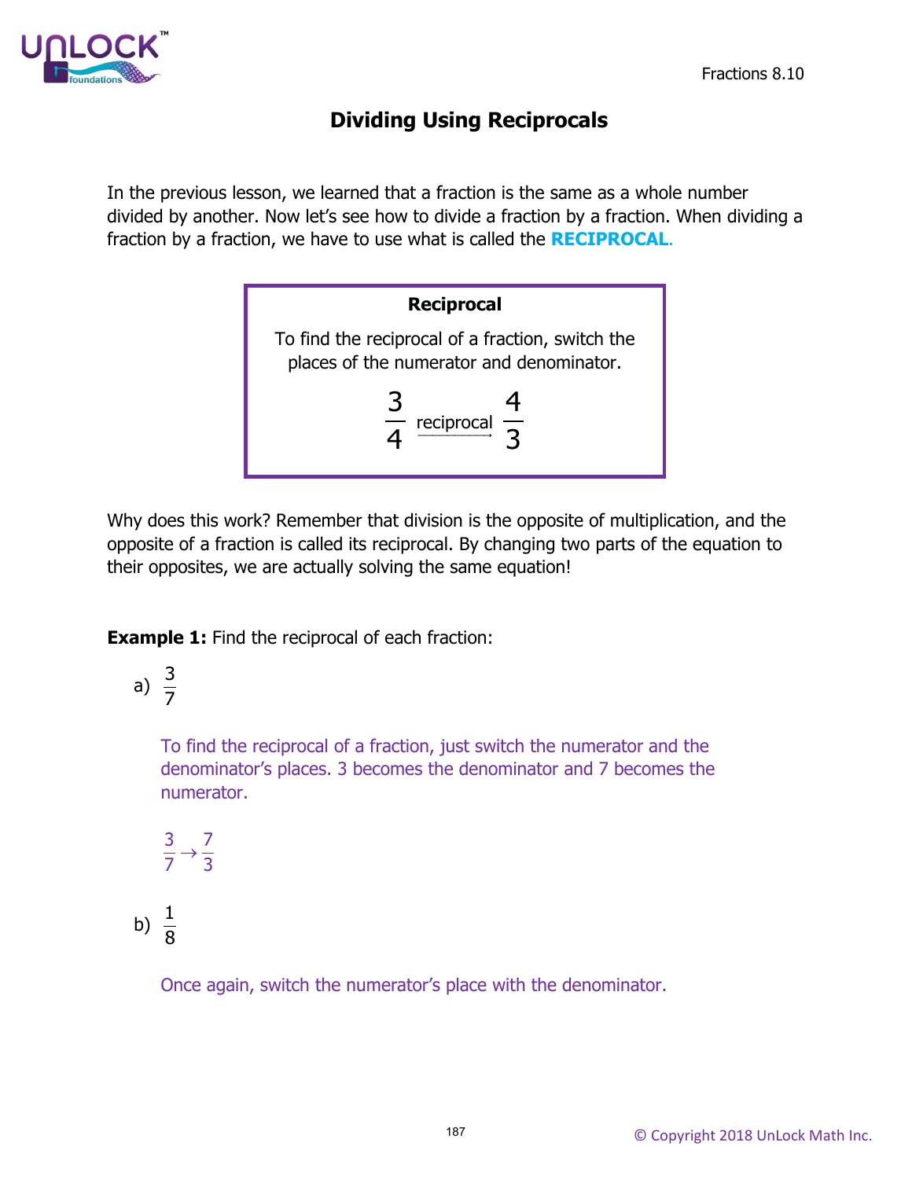# Dividing Using Reciprocals

In the previous lesson, we learned that a fraction is the same as a whole number divided by another. Now let's see how to divide a fraction by a fraction. When dividing a fraction by a fraction, we have to use what is called the **RECIPROCAL**.

> **Reciprocal**
>
> To find the reciprocal of a fraction, switch the places of the numerator and denominator.
>
> $$\frac{3}{4} \xrightarrow{\text{reciprocal}} \frac{4}{3}$$

Why does this work? Remember that division is the opposite of multiplication, and the opposite of a fraction is called its reciprocal. By changing two parts of the equation to their opposites, we are actually solving the same equation!

**Example 1:** Find the reciprocal of each fraction:

a) $\frac{3}{7}$

To find the reciprocal of a fraction, just switch the numerator and the denominator's places. 3 becomes the denominator and 7 becomes the numerator.

$\frac{3}{7} \rightarrow \frac{7}{3}$

b) $\frac{1}{8}$

Once again, switch the numerator's place with the denominator.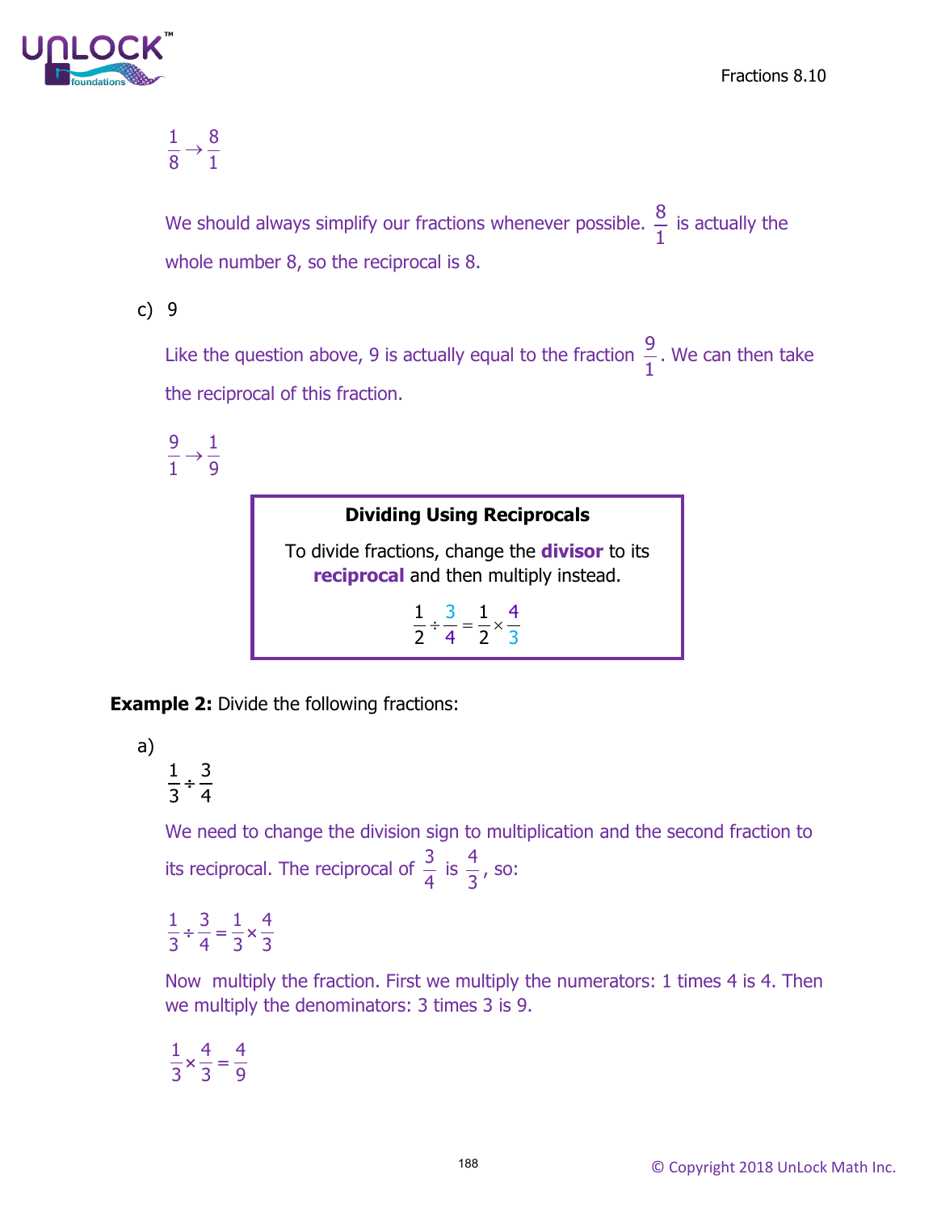$$\frac{1}{8} \rightarrow \frac{8}{1}$$

We should always simplify our fractions whenever possible. $\frac{8}{1}$ is actually the whole number 8, so the reciprocal is 8.

c) 9

Like the question above, 9 is actually equal to the fraction $\frac{9}{1}$. We can then take the reciprocal of this fraction.

$$\frac{9}{1} \rightarrow \frac{1}{9}$$

**Dividing Using Reciprocals**

To divide fractions, change the **divisor** to its **reciprocal** and then multiply instead.

$$\frac{1}{2} \div \frac{3}{4} = \frac{1}{2} \times \frac{4}{3}$$

**Example 2:** Divide the following fractions:

a)

$$\frac{1}{3} \div \frac{3}{4}$$

We need to change the division sign to multiplication and the second fraction to its reciprocal. The reciprocal of $\frac{3}{4}$ is $\frac{4}{3}$, so:

$$\frac{1}{3} \div \frac{3}{4} = \frac{1}{3} \times \frac{4}{3}$$

Now multiply the fraction. First we multiply the numerators: 1 times 4 is 4. Then we multiply the denominators: 3 times 3 is 9.

$$\frac{1}{3} \times \frac{4}{3} = \frac{4}{9}$$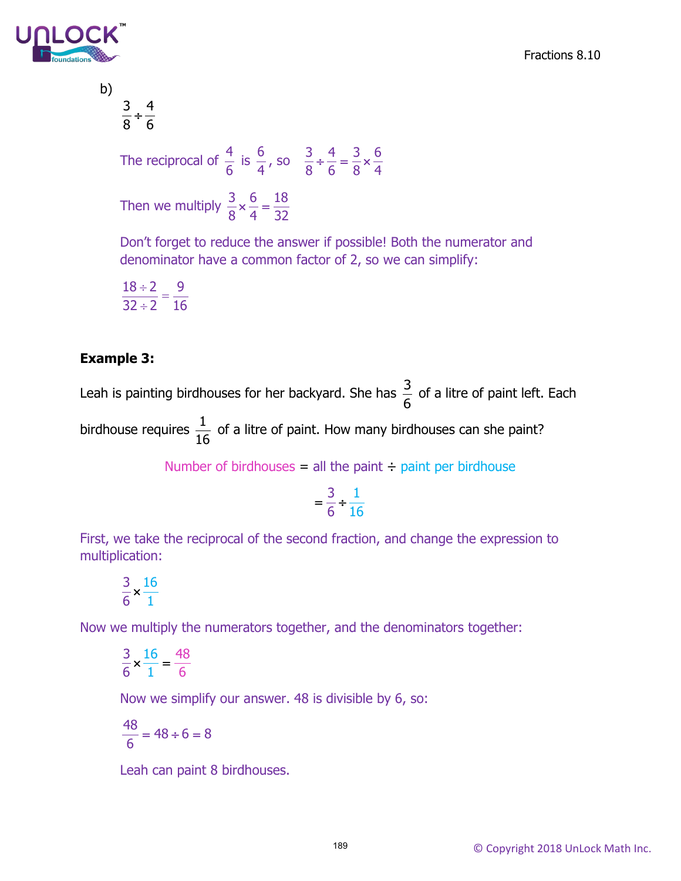b)

$$\frac{3}{8} \div \frac{4}{6}$$

The reciprocal of $\frac{4}{6}$ is $\frac{6}{4}$, so $\frac{3}{8} \div \frac{4}{6} = \frac{3}{8} \times \frac{6}{4}$

Then we multiply $\frac{3}{8} \times \frac{6}{4} = \frac{18}{32}$

Don't forget to reduce the answer if possible! Both the numerator and denominator have a common factor of 2, so we can simplify:

$$\frac{18 \div 2}{32 \div 2} = \frac{9}{16}$$

**Example 3:**

Leah is painting birdhouses for her backyard. She has $\frac{3}{6}$ of a litre of paint left. Each birdhouse requires $\frac{1}{16}$ of a litre of paint. How many birdhouses can she paint?

Number of birdhouses = all the paint ÷ paint per birdhouse

$$= \frac{3}{6} \div \frac{1}{16}$$

First, we take the reciprocal of the second fraction, and change the expression to multiplication:

$$\frac{3}{6} \times \frac{16}{1}$$

Now we multiply the numerators together, and the denominators together:

$$\frac{3}{6} \times \frac{16}{1} = \frac{48}{6}$$

Now we simplify our answer. 48 is divisible by 6, so:

$$\frac{48}{6} = 48 \div 6 = 8$$

Leah can paint 8 birdhouses.